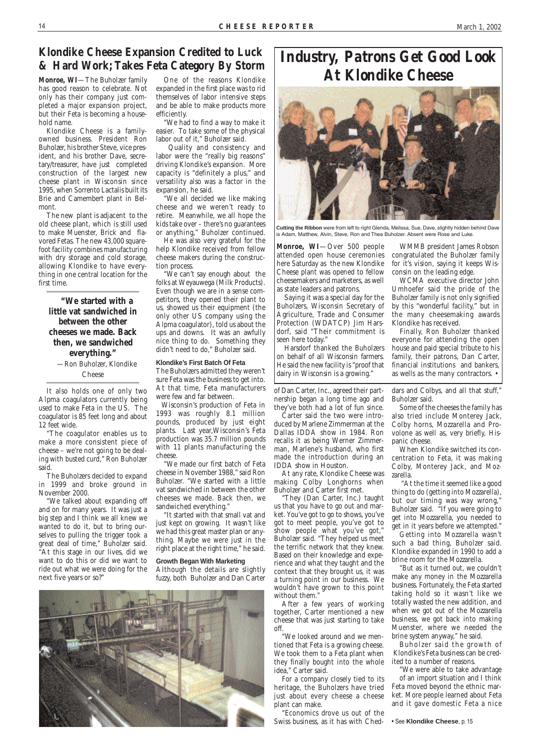# Klondike Cheese Expansion Credited to Luck & Hard Work; Takes Feta Category By Storm

**Monroe, WI**—The Buholzer family has good reason to celebrate. Not only has their company just completed a major expansion project, but their Feta is becoming a household name.

Klondike Cheese is a family-owned business. President Ron Buholzer, his brother Steve, vice president, and his brother Dave, secretary/treasurer, have just completed construction of the largest new cheese plant in Wisconsin since 1995, when Sorrento Lactalis built its Brie and Camembert plant in Belmont.

The new plant is adjacent to the old cheese plant, which is still used to make Muenster, Brick and flavored Fetas. The new 43,000 square-foot facility combines manufacturing with dry storage and cold storage, allowing Klondike to have everything in one central location for the first time.

> **"We started with a little vat sandwiched in between the other cheeses we made. Back then, we sandwiched everything."**
>
> —Ron Buholzer, Klondike Cheese

It also holds one of only two Alpma coagulators currently being used to make Feta in the US. The coagulator is 85 feet long and about 12 feet wide.

"The coagulator enables us to make a more consistent piece of cheese – we're not going to be dealing with busted curd," Ron Buholzer said.

The Buholzers decided to expand in 1999 and broke ground in November 2000.

"We talked about expanding off and on for many years. It was just a big step and I think we all knew we wanted to do it, but to bring ourselves to pulling the trigger took a great deal of time," Buholzer said. "At this stage in our lives, did we want to do this or did we want to ride out what we were doing for the next five years or so?"

One of the reasons Klondike expanded in the first place was to rid themselves of labor intensive steps and be able to make products more efficiently.

"We had to find a way to make it easier. To take some of the physical labor out of it," Buholzer said.

Quality and consistency and labor were the "really big reasons" driving Klondike's expansion. More capacity is "definitely a plus," and versatility also was a factor in the expansion, he said.

"We all decided we like making cheese and we weren't ready to retire. Meanwhile, we all hope the kids take over – there's no guarantees or anything," Buholzer continued.

He was also very grateful for the help Klondike received from fellow cheese makers during the construction process.

"We can't say enough about the folks at Weyauwega (Milk Products). Even though we are in a sense competitors, they opened their plant to us, showed us their equipment (the only other US company using the Alpma coagulator), told us about the ups and downs. It was an awfully nice thing to do. Something they didn't need to do," Buholzer said.

**Klondike's First Batch Of Feta**

The Buholzers admitted they weren't sure Feta was the business to get into. At that time, Feta manufacturers were few and far between.

Wisconsin's production of Feta in 1993 was roughly 8.1 million pounds, produced by just eight plants. Last year,Wisconsin's Feta production was 35.7 million pounds with 11 plants manufacturing the cheese.

"We made our first batch of Feta cheese in November 1988," said Ron Buholzer. "We started with a little vat sandwiched in between the other cheeses we made. Back then, we sandwiched everything."

"It started with that small vat and just kept on growing. It wasn't like we had this great master plan or anything. Maybe we were just in the right place at the right time," he said.

**Growth Began With Marketing**

Although the details are slightly fuzzy, both Buholzer and Dan Carter of Dan Carter, Inc., agreed their partnership began a long time ago and they've both had a lot of fun since.

Carter said the two were introduced by Marlene Zimmerman at the Dallas IDDA show in 1984. Ron recalls it as being Werner Zimmerman, Marlene's husband, who first made the introduction during an IDDA show in Houston.

At any rate, Klondike Cheese was making Colby Longhorns when Buholzer and Carter first met.

"They (Dan Carter, Inc.) taught us that you have to go out and market. You've got to go to shows, you've got to meet people, you've got to show people what you've got," Buholzer said. "They helped us meet the terrific network that they knew. Based on their knowledge and experience and what they taught and the context that they brought us, it was a turning point in our business. We wouldn't have grown to this point without them."

After a few years of working together, Carter mentioned a new cheese that was just starting to take off.

"We looked around and we mentioned that Feta is a growing cheese. We took them to a Feta plant when they finally bought into the whole idea," Carter said.

For a company closely tied to its heritage, the Buholzers have tried just about every cheese a cheese plant can make.

"Economics drove us out of the Swiss business, as it has with Cheddars and Colbys, and all that stuff," Buholzer said.

Some of the cheeses the family has also tried include Monterey Jack, Colby horns, Mozzarella and Provolone as well as, very briefly, Hispanic cheese.

When Klondike switched its concentration to Feta, it was making Colby, Monterey Jack, and Mozzarella.

"At the time it seemed like a good thing to do (getting into Mozzarella), but our timing was way wrong," Buholzer said. "If you were going to get into Mozzarella, you needed to get in it years before we attempted."

Getting into Mozzarella wasn't such a bad thing, Buholzer said. Klondike expanded in 1990 to add a brine room for the Mozzarella.

"But as it turned out, we couldn't make any money in the Mozzarella business. Fortunately, the Feta started taking hold so it wasn't like we totally wasted the new addition, and when we got out of the Mozzarella business, we got back into making Muenster, where we needed the brine system anyway," he said.

Buholzer said the growth of Klondike's Feta business can be credited to a number of reasons.

"We were able to take advantage of an import situation and I think Feta moved beyond the ethnic market. More people learned about Feta and it gave domestic Feta a nice

• See **Klondike Cheese**, p. 15

# Industry, Patrons Get Good Look At Klondike Cheese

**Cutting the Ribbon** were from left to right Glenda, Melissa, Sue, Dave, slightly hidden behind Dave is Adam, Matthew, Alvin, Steve, Ron and Thea Buholzer. Absent were Rose and Luke.

**Monroe, WI**—Over 500 people attended open house ceremonies here Saturday as the new Klondike Cheese plant was opened to fellow cheesemakers and marketers, as well as state leaders and patrons.

Saying it was a special day for the Buholzers, Wisconsin Secretary of Agriculture, Trade and Consumer Protection (WDATCP) Jim Harsdorf, said "Their commitment is seen here today."

Harsdorf thanked the Buholzers on behalf of all Wisconsin farmers. He said the new facility is "proof that dairy in Wisconsin is a growing."

WMMB president James Robson congratulated the Buholzer family for it's vision, saying it keeps Wisconsin on the leading edge.

WCMA executive director John Umhoefer said the pride of the Buholzer family is not only signified by this "wonderful facility," but in the many cheesemaking awards Klondike has received.

Finally, Ron Buholzer thanked everyone for attending the open house and paid special tribute to his family, their patrons, Dan Carter, financial institutions and bankers, as wells as the many contractors. •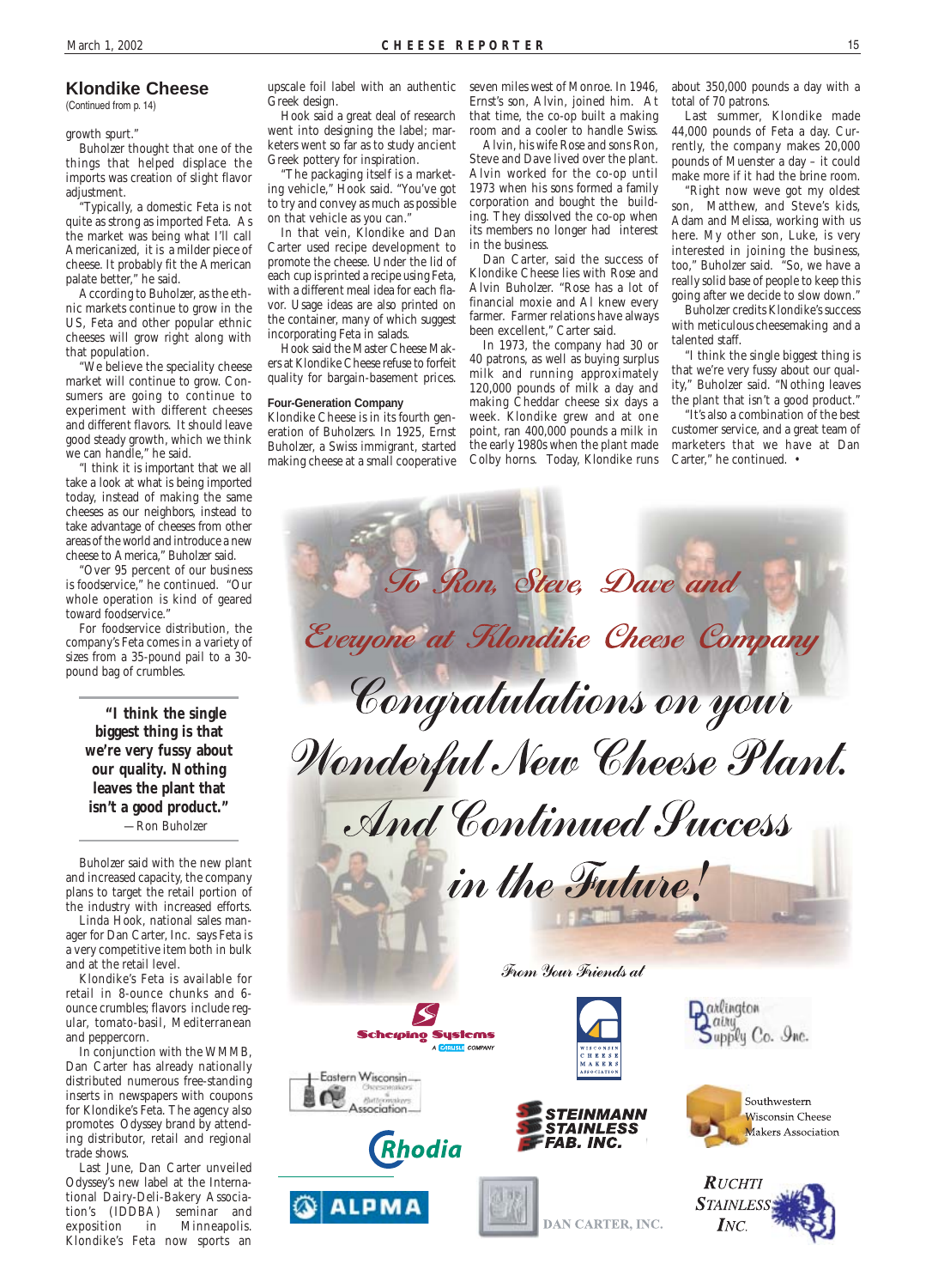## Klondike Cheese

(Continued from p. 14)

growth spurt."

Buholzer thought that one of the things that helped displace the imports was creation of slight flavor adjustment.

"Typically, a domestic Feta is not quite as strong as imported Feta. As the market was being what I'll call Americanized, it is a milder piece of cheese. It probably fit the American palate better," he said.

According to Buholzer, as the ethnic markets continue to grow in the US, Feta and other popular ethnic cheeses will grow right along with that population.

"We believe the speciality cheese market will continue to grow. Consumers are going to continue to experiment with different cheeses and different flavors. It should leave good steady growth, which we think we can handle," he said.

"I think it is important that we all take a look at what is being imported today, instead of making the same cheeses as our neighbors, instead to take advantage of cheeses from other areas of the world and introduce a new cheese to America," Buholzer said.

"Over 95 percent of our business is foodservice," he continued. "Our whole operation is kind of geared toward foodservice."

For foodservice distribution, the company's Feta comes in a variety of sizes from a 35-pound pail to a 30-pound bag of crumbles.

> **"I think the single biggest thing is that we're very fussy about our quality. Nothing leaves the plant that isn't a good product."**
> —Ron Buholzer

Buholzer said with the new plant and increased capacity, the company plans to target the retail portion of the industry with increased efforts.

Linda Hook, national sales manager for Dan Carter, Inc. says Feta is a very competitive item both in bulk and at the retail level.

Klondike's Feta is available for retail in 8-ounce chunks and 6-ounce crumbles; flavors include regular, tomato-basil, Mediterranean and peppercorn.

In conjunction with the WMMB, Dan Carter has already nationally distributed numerous free-standing inserts in newspapers with coupons for Klondike's Feta. The agency also promotes Odyssey brand by attending distributor, retail and regional trade shows.

Last June, Dan Carter unveiled Odyssey's new label at the International Dairy-Deli-Bakery Association's (IDDBA) seminar and exposition in Minneapolis. Klondike's Feta now sports an upscale foil label with an authentic Greek design.

Hook said a great deal of research went into designing the label; marketers went so far as to study ancient Greek pottery for inspiration.

"The packaging itself is a marketing vehicle," Hook said. "You've got to try and convey as much as possible on that vehicle as you can."

In that vein, Klondike and Dan Carter used recipe development to promote the cheese. Under the lid of each cup is printed a recipe using Feta, with a different meal idea for each flavor. Usage ideas are also printed on the container, many of which suggest incorporating Feta in salads.

Hook said the Master Cheese Makers at Klondike Cheese refuse to forfeit quality for bargain-basement prices.

### Four-Generation Company

Klondike Cheese is in its fourth generation of Buholzers. In 1925, Ernst Buholzer, a Swiss immigrant, started making cheese at a small cooperative seven miles west of Monroe. In 1946, Ernst's son, Alvin, joined him. At that time, the co-op built a making room and a cooler to handle Swiss.

Alvin, his wife Rose and sons Ron, Steve and Dave lived over the plant. Alvin worked for the co-op until 1973 when his sons formed a family corporation and bought the building. They dissolved the co-op when its members no longer had interest in the business.

Dan Carter, said the success of Klondike Cheese lies with Rose and Alvin Buholzer. "Rose has a lot of financial moxie and Al knew every farmer. Farmer relations have always been excellent," Carter said.

In 1973, the company had 30 or 40 patrons, as well as buying surplus milk and running approximately 120,000 pounds of milk a day and making Cheddar cheese six days a week. Klondike grew and at one point, ran 400,000 pounds a milk in the early 1980s when the plant made Colby horns. Today, Klondike runs about 350,000 pounds a day with a total of 70 patrons.

Last summer, Klondike made 44,000 pounds of Feta a day. Currently, the company makes 20,000 pounds of Muenster a day – it could make more if it had the brine room.

"Right now weve got my oldest son, Matthew, and Steve's kids, Adam and Melissa, working with us here. My other son, Luke, is very interested in joining the business, too," Buholzer said. "So, we have a really solid base of people to keep this going after we decide to slow down."

Buholzer credits Klondike's success with meticulous cheesemaking and a talented staff.

"I think the single biggest thing is that we're very fussy about our quality," Buholzer said. "Nothing leaves the plant that isn't a good product."

"It's also a combination of the best customer service, and a great team of marketers that we have at Dan Carter," he continued. •

*To Ron, Steve, Dave and Everyone at Klondike Cheese Company*

*Congratulations on your Wonderful New Cheese Plant. And Continued Success in the Future!*

*From Your Friends at*

Scherping Systems — A Carlisle Company

Wisconsin Cheese Makers Association

Darlington Dairy Supply Co. Inc.

Eastern Wisconsin Cheesemakers & Buttermakers Association

Steinmann Stainless Fab. Inc.

Southwestern Wisconsin Cheese Makers Association

Rhodia

ALPMA

Dan Carter, Inc.

Ruchti Stainless Inc.